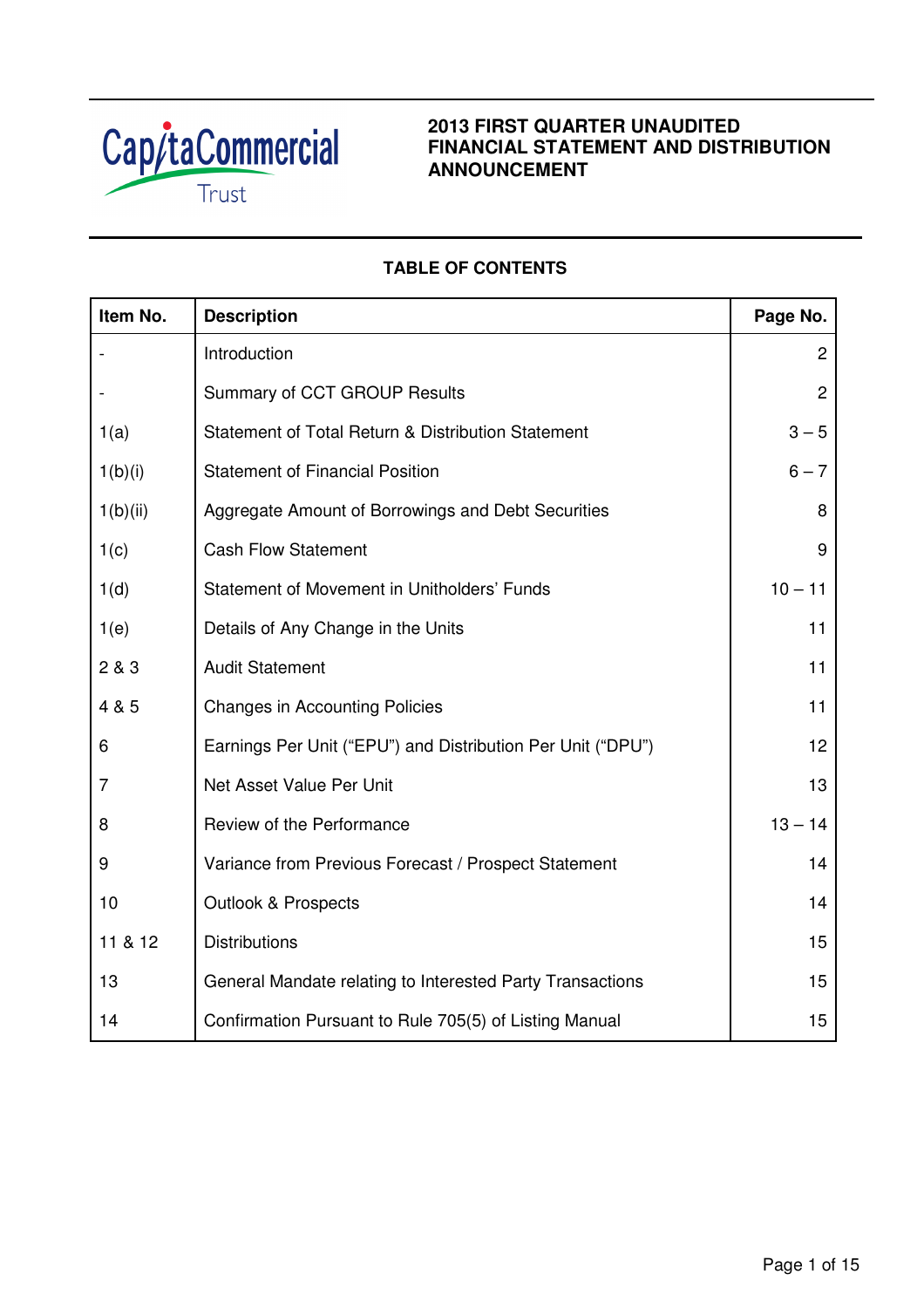CapitaCommercial Trust

# 2013 FIRST QUARTER UNAUDITED FINANCIAL STATEMENT AND DISTRIBUTION ANNOUNCEMENT

## TABLE OF CONTENTS

| Item No. | Description | Page No. |
|---|---|---|
| - | Introduction | 2 |
| - | Summary of CCT GROUP Results | 2 |
| 1(a) | Statement of Total Return & Distribution Statement | 3 – 5 |
| 1(b)(i) | Statement of Financial Position | 6 – 7 |
| 1(b)(ii) | Aggregate Amount of Borrowings and Debt Securities | 8 |
| 1(c) | Cash Flow Statement | 9 |
| 1(d) | Statement of Movement in Unitholders' Funds | 10 – 11 |
| 1(e) | Details of Any Change in the Units | 11 |
| 2 & 3 | Audit Statement | 11 |
| 4 & 5 | Changes in Accounting Policies | 11 |
| 6 | Earnings Per Unit ("EPU") and Distribution Per Unit ("DPU") | 12 |
| 7 | Net Asset Value Per Unit | 13 |
| 8 | Review of the Performance | 13 – 14 |
| 9 | Variance from Previous Forecast / Prospect Statement | 14 |
| 10 | Outlook & Prospects | 14 |
| 11 & 12 | Distributions | 15 |
| 13 | General Mandate relating to Interested Party Transactions | 15 |
| 14 | Confirmation Pursuant to Rule 705(5) of Listing Manual | 15 |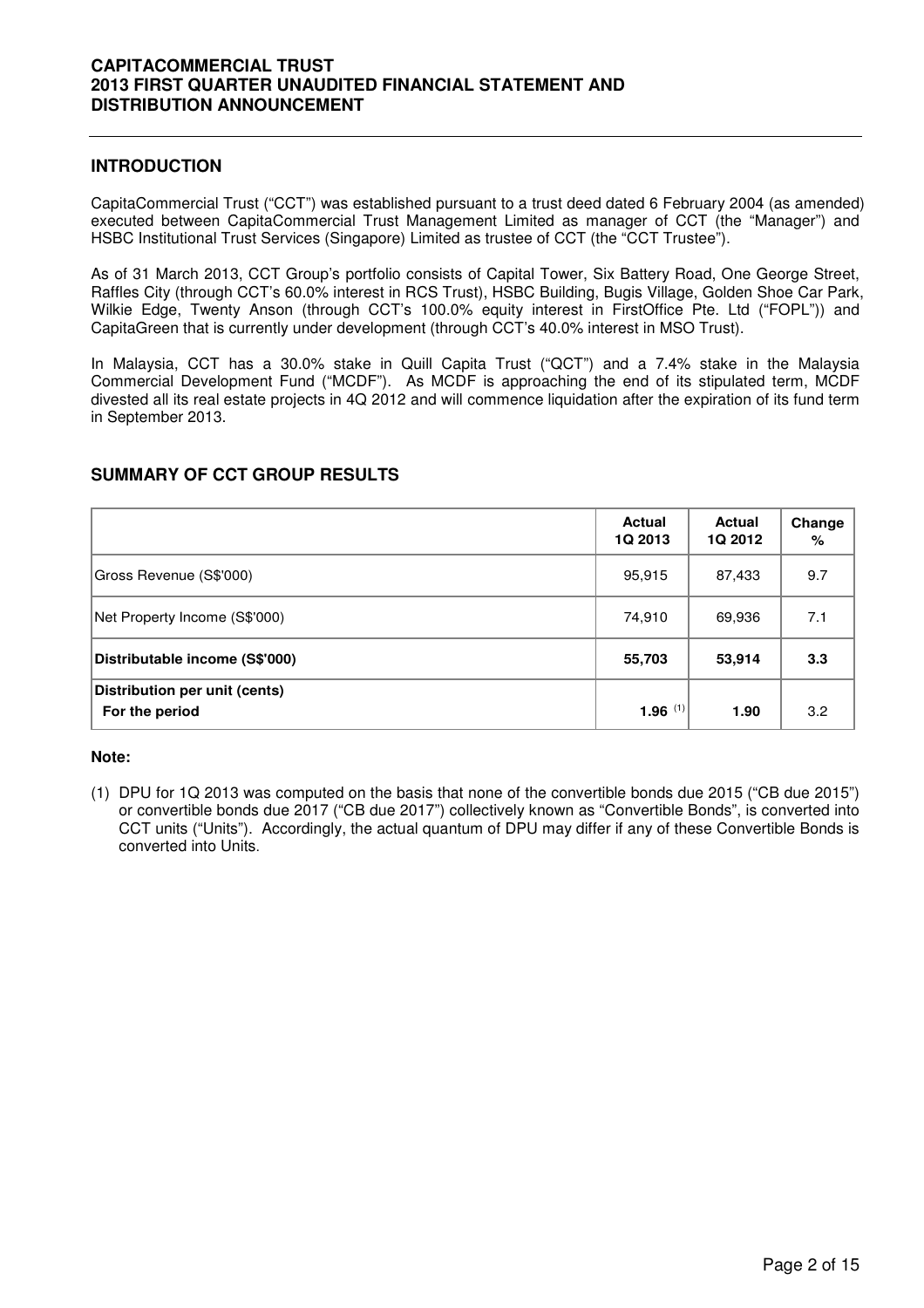## INTRODUCTION

CapitaCommercial Trust ("CCT") was established pursuant to a trust deed dated 6 February 2004 (as amended) executed between CapitaCommercial Trust Management Limited as manager of CCT (the "Manager") and HSBC Institutional Trust Services (Singapore) Limited as trustee of CCT (the "CCT Trustee").

As of 31 March 2013, CCT Group's portfolio consists of Capital Tower, Six Battery Road, One George Street, Raffles City (through CCT's 60.0% interest in RCS Trust), HSBC Building, Bugis Village, Golden Shoe Car Park, Wilkie Edge, Twenty Anson (through CCT's 100.0% equity interest in FirstOffice Pte. Ltd ("FOPL")) and CapitaGreen that is currently under development (through CCT's 40.0% interest in MSO Trust).

In Malaysia, CCT has a 30.0% stake in Quill Capita Trust ("QCT") and a 7.4% stake in the Malaysia Commercial Development Fund ("MCDF"). As MCDF is approaching the end of its stipulated term, MCDF divested all its real estate projects in 4Q 2012 and will commence liquidation after the expiration of its fund term in September 2013.

## SUMMARY OF CCT GROUP RESULTS

| | Actual 1Q 2013 | Actual 1Q 2012 | Change % |
|---|---|---|---|
| Gross Revenue (S$'000) | 95,915 | 87,433 | 9.7 |
| Net Property Income (S$'000) | 74,910 | 69,936 | 7.1 |
| **Distributable income (S$'000)** | **55,703** | **53,914** | **3.3** |
| **Distribution per unit (cents)** | | | |
| **For the period** | **1.96** (1) | **1.90** | 3.2 |

**Note:**

(1) DPU for 1Q 2013 was computed on the basis that none of the convertible bonds due 2015 ("CB due 2015") or convertible bonds due 2017 ("CB due 2017") collectively known as "Convertible Bonds", is converted into CCT units ("Units"). Accordingly, the actual quantum of DPU may differ if any of these Convertible Bonds is converted into Units.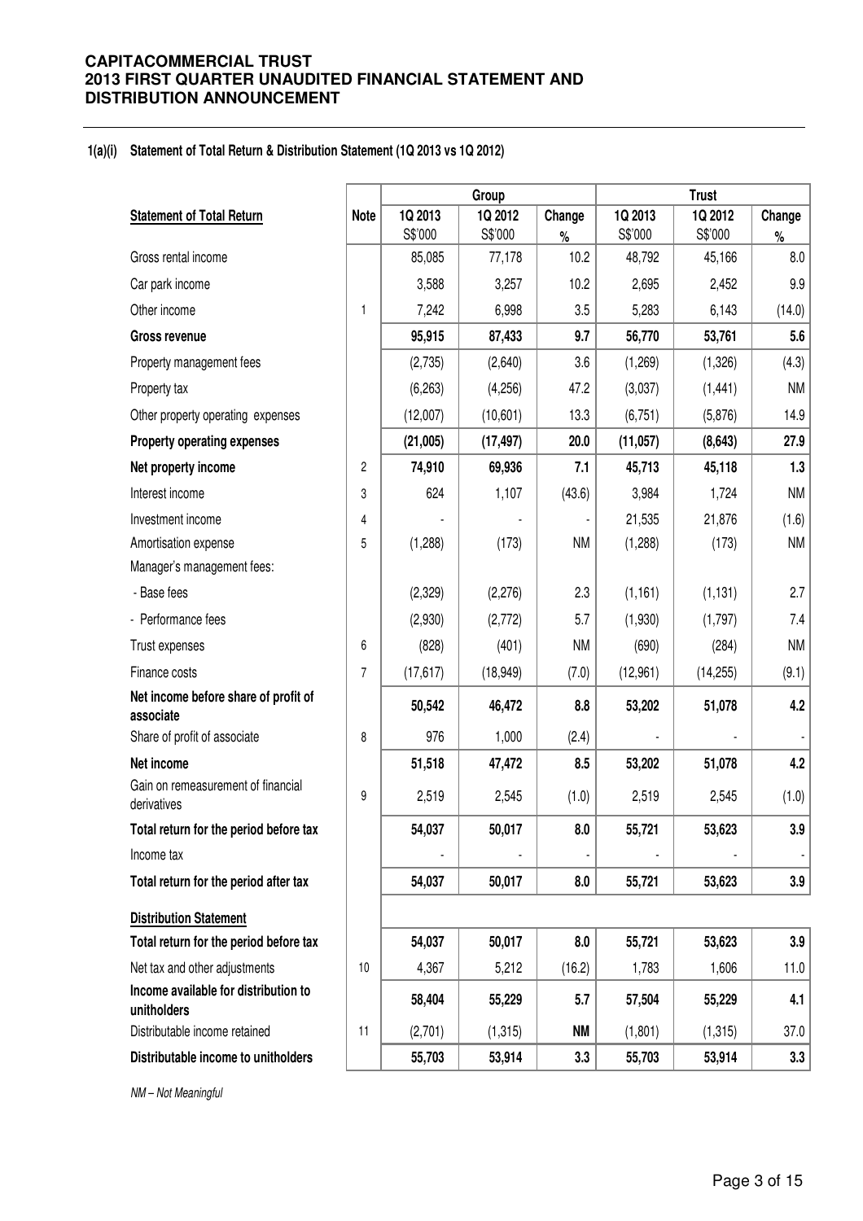## 1(a)(i) Statement of Total Return & Distribution Statement (1Q 2013 vs 1Q 2012)

| | | Group | | | Trust | | |
|---|---|---|---|---|---|---|---|
| **Statement of Total Return** | **Note** | **1Q 2013** S$'000 | **1Q 2012** S$'000 | **Change** % | **1Q 2013** S$'000 | **1Q 2012** S$'000 | **Change** % |
| Gross rental income | | 85,085 | 77,178 | 10.2 | 48,792 | 45,166 | 8.0 |
| Car park income | | 3,588 | 3,257 | 10.2 | 2,695 | 2,452 | 9.9 |
| Other income | 1 | 7,242 | 6,998 | 3.5 | 5,283 | 6,143 | (14.0) |
| **Gross revenue** | | **95,915** | **87,433** | **9.7** | **56,770** | **53,761** | **5.6** |
| Property management fees | | (2,735) | (2,640) | 3.6 | (1,269) | (1,326) | (4.3) |
| Property tax | | (6,263) | (4,256) | 47.2 | (3,037) | (1,441) | NM |
| Other property operating expenses | | (12,007) | (10,601) | 13.3 | (6,751) | (5,876) | 14.9 |
| **Property operating expenses** | | **(21,005)** | **(17,497)** | **20.0** | **(11,057)** | **(8,643)** | **27.9** |
| **Net property income** | 2 | **74,910** | **69,936** | **7.1** | **45,713** | **45,118** | **1.3** |
| Interest income | 3 | 624 | 1,107 | (43.6) | 3,984 | 1,724 | NM |
| Investment income | 4 | - | - | - | 21,535 | 21,876 | (1.6) |
| Amortisation expense | 5 | (1,288) | (173) | NM | (1,288) | (173) | NM |
| Manager's management fees: | | | | | | | |
| - Base fees | | (2,329) | (2,276) | 2.3 | (1,161) | (1,131) | 2.7 |
| - Performance fees | | (2,930) | (2,772) | 5.7 | (1,930) | (1,797) | 7.4 |
| Trust expenses | 6 | (828) | (401) | NM | (690) | (284) | NM |
| Finance costs | 7 | (17,617) | (18,949) | (7.0) | (12,961) | (14,255) | (9.1) |
| **Net income before share of profit of associate** | | **50,542** | **46,472** | **8.8** | **53,202** | **51,078** | **4.2** |
| Share of profit of associate | 8 | 976 | 1,000 | (2.4) | - | - | - |
| **Net income** | | **51,518** | **47,472** | **8.5** | **53,202** | **51,078** | **4.2** |
| Gain on remeasurement of financial derivatives | 9 | 2,519 | 2,545 | (1.0) | 2,519 | 2,545 | (1.0) |
| **Total return for the period before tax** | | **54,037** | **50,017** | **8.0** | **55,721** | **53,623** | **3.9** |
| Income tax | | - | - | - | - | - | - |
| **Total return for the period after tax** | | **54,037** | **50,017** | **8.0** | **55,721** | **53,623** | **3.9** |
| **Distribution Statement** | | | | | | | |
| **Total return for the period before tax** | | **54,037** | **50,017** | **8.0** | **55,721** | **53,623** | **3.9** |
| Net tax and other adjustments | 10 | 4,367 | 5,212 | (16.2) | 1,783 | 1,606 | 11.0 |
| **Income available for distribution to unitholders** | | **58,404** | **55,229** | **5.7** | **57,504** | **55,229** | **4.1** |
| Distributable income retained | 11 | (2,701) | (1,315) | **NM** | (1,801) | (1,315) | 37.0 |
| **Distributable income to unitholders** | | **55,703** | **53,914** | **3.3** | **55,703** | **53,914** | **3.3** |

*NM – Not Meaningful*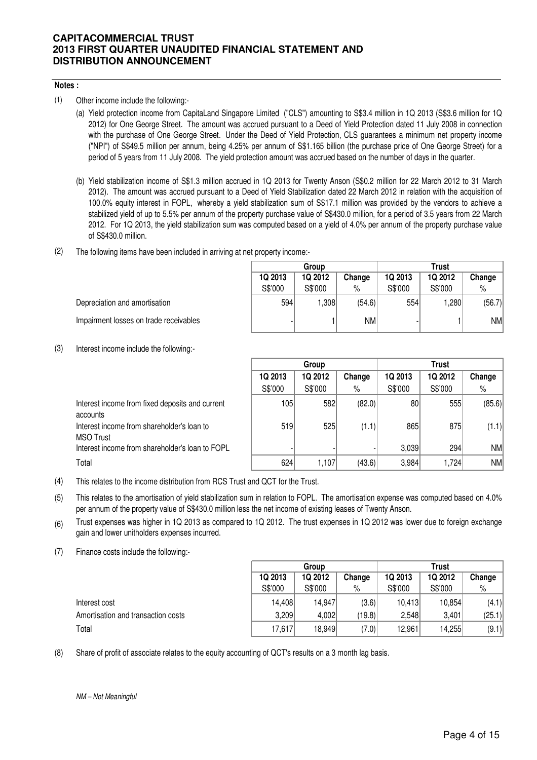**Notes :**

(1) Other income include the following:-

(a) Yield protection income from CapitaLand Singapore Limited ("CLS") amounting to S$3.4 million in 1Q 2013 (S$3.6 million for 1Q 2012) for One George Street. The amount was accrued pursuant to a Deed of Yield Protection dated 11 July 2008 in connection with the purchase of One George Street. Under the Deed of Yield Protection, CLS guarantees a minimum net property income ("NPI") of S$49.5 million per annum, being 4.25% per annum of S$1.165 billion (the purchase price of One George Street) for a period of 5 years from 11 July 2008. The yield protection amount was accrued based on the number of days in the quarter.

(b) Yield stabilization income of S$1.3 million accrued in 1Q 2013 for Twenty Anson (S$0.2 million for 22 March 2012 to 31 March 2012). The amount was accrued pursuant to a Deed of Yield Stabilization dated 22 March 2012 in relation with the acquisition of 100.0% equity interest in FOPL, whereby a yield stabilization sum of S$17.1 million was provided by the vendors to achieve a stabilized yield of up to 5.5% per annum of the property purchase value of S$430.0 million, for a period of 3.5 years from 22 March 2012. For 1Q 2013, the yield stabilization sum was computed based on a yield of 4.0% per annum of the property purchase value of S$430.0 million.

(2) The following items have been included in arriving at net property income:-

| | Group | | | Trust | | |
|---|---|---|---|---|---|---|
| | 1Q 2013 | 1Q 2012 | Change | 1Q 2013 | 1Q 2012 | Change |
| | S$'000 | S$'000 | % | S$'000 | S$'000 | % |
| Depreciation and amortisation | 594 | 1,308 | (54.6) | 554 | 1,280 | (56.7) |
| Impairment losses on trade receivables | - | 1 | NM | - | 1 | NM |

(3) Interest income include the following:-

| | Group | | | Trust | | |
|---|---|---|---|---|---|---|
| | 1Q 2013 | 1Q 2012 | Change | 1Q 2013 | 1Q 2012 | Change |
| | S$'000 | S$'000 | % | S$'000 | S$'000 | % |
| Interest income from fixed deposits and current accounts | 105 | 582 | (82.0) | 80 | 555 | (85.6) |
| Interest income from shareholder's loan to MSO Trust | 519 | 525 | (1.1) | 865 | 875 | (1.1) |
| Interest income from shareholder's loan to FOPL | - | - | - | 3,039 | 294 | NM |
| Total | 624 | 1,107 | (43.6) | 3,984 | 1,724 | NM |

(4) This relates to the income distribution from RCS Trust and QCT for the Trust.

(5) This relates to the amortisation of yield stabilization sum in relation to FOPL. The amortisation expense was computed based on 4.0% per annum of the property value of S$430.0 million less the net income of existing leases of Twenty Anson.

(6) Trust expenses was higher in 1Q 2013 as compared to 1Q 2012. The trust expenses in 1Q 2012 was lower due to foreign exchange gain and lower unitholders expenses incurred.

(7) Finance costs include the following:-

| | Group | | | Trust | | |
|---|---|---|---|---|---|---|
| | 1Q 2013 | 1Q 2012 | Change | 1Q 2013 | 1Q 2012 | Change |
| | S$'000 | S$'000 | % | S$'000 | S$'000 | % |
| Interest cost | 14,408 | 14,947 | (3.6) | 10,413 | 10,854 | (4.1) |
| Amortisation and transaction costs | 3,209 | 4,002 | (19.8) | 2,548 | 3,401 | (25.1) |
| Total | 17,617 | 18,949 | (7.0) | 12,961 | 14,255 | (9.1) |

(8) Share of profit of associate relates to the equity accounting of QCT's results on a 3 month lag basis.

*NM – Not Meaningful*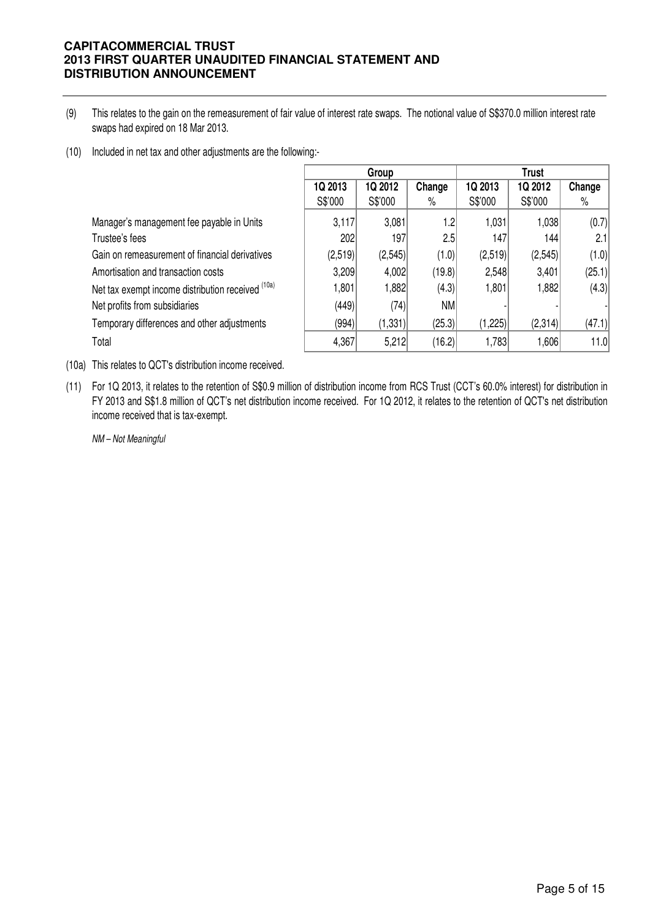(9) This relates to the gain on the remeasurement of fair value of interest rate swaps. The notional value of S$370.0 million interest rate swaps had expired on 18 Mar 2013.

(10) Included in net tax and other adjustments are the following:-

| | Group | | | Trust | | |
|---|---|---|---|---|---|---|
| | 1Q 2013 | 1Q 2012 | Change | 1Q 2013 | 1Q 2012 | Change |
| | S$'000 | S$'000 | % | S$'000 | S$'000 | % |
| Manager's management fee payable in Units | 3,117 | 3,081 | 1.2 | 1,031 | 1,038 | (0.7) |
| Trustee's fees | 202 | 197 | 2.5 | 147 | 144 | 2.1 |
| Gain on remeasurement of financial derivatives | (2,519) | (2,545) | (1.0) | (2,519) | (2,545) | (1.0) |
| Amortisation and transaction costs | 3,209 | 4,002 | (19.8) | 2,548 | 3,401 | (25.1) |
| Net tax exempt income distribution received [10a] | 1,801 | 1,882 | (4.3) | 1,801 | 1,882 | (4.3) |
| Net profits from subsidiaries | (449) | (74) | NM | - | - | - |
| Temporary differences and other adjustments | (994) | (1,331) | (25.3) | (1,225) | (2,314) | (47.1) |
| Total | 4,367 | 5,212 | (16.2) | 1,783 | 1,606 | 11.0 |

(10a) This relates to QCT's distribution income received.

(11) For 1Q 2013, it relates to the retention of S$0.9 million of distribution income from RCS Trust (CCT's 60.0% interest) for distribution in FY 2013 and S$1.8 million of QCT's net distribution income received. For 1Q 2012, it relates to the retention of QCT's net distribution income received that is tax-exempt.

*NM – Not Meaningful*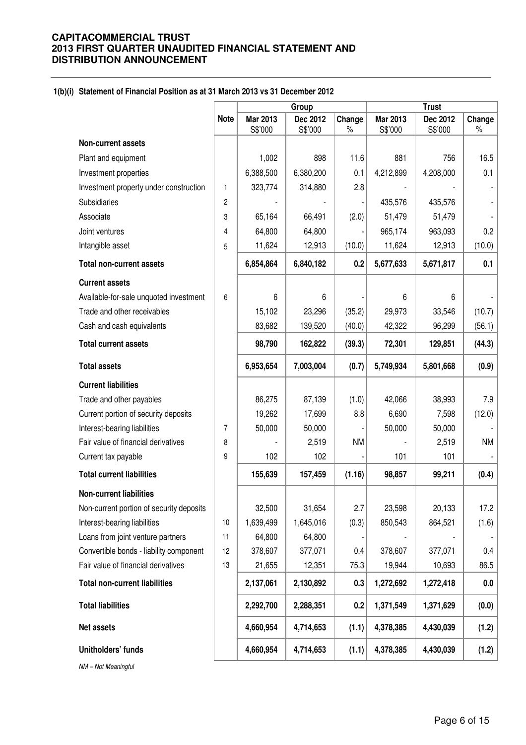## 1(b)(i) Statement of Financial Position as at 31 March 2013 vs 31 December 2012

| | Note | Group | | | Trust | | |
|---|---|---|---|---|---|---|---|
| | | Mar 2013 S$'000 | Dec 2012 S$'000 | Change % | Mar 2013 S$'000 | Dec 2012 S$'000 | Change % |
| **Non-current assets** | | | | | | | |
| Plant and equipment | | 1,002 | 898 | 11.6 | 881 | 756 | 16.5 |
| Investment properties | | 6,388,500 | 6,380,200 | 0.1 | 4,212,899 | 4,208,000 | 0.1 |
| Investment property under construction | 1 | 323,774 | 314,880 | 2.8 | - | - | - |
| Subsidiaries | 2 | - | - | - | 435,576 | 435,576 | - |
| Associate | 3 | 65,164 | 66,491 | (2.0) | 51,479 | 51,479 | - |
| Joint ventures | 4 | 64,800 | 64,800 | - | 965,174 | 963,093 | 0.2 |
| Intangible asset | 5 | 11,624 | 12,913 | (10.0) | 11,624 | 12,913 | (10.0) |
| **Total non-current assets** | | **6,854,864** | **6,840,182** | **0.2** | **5,677,633** | **5,671,817** | **0.1** |
| **Current assets** | | | | | | | |
| Available-for-sale unquoted investment | 6 | 6 | 6 | - | 6 | 6 | - |
| Trade and other receivables | | 15,102 | 23,296 | (35.2) | 29,973 | 33,546 | (10.7) |
| Cash and cash equivalents | | 83,682 | 139,520 | (40.0) | 42,322 | 96,299 | (56.1) |
| **Total current assets** | | **98,790** | **162,822** | **(39.3)** | **72,301** | **129,851** | **(44.3)** |
| **Total assets** | | **6,953,654** | **7,003,004** | **(0.7)** | **5,749,934** | **5,801,668** | **(0.9)** |
| **Current liabilities** | | | | | | | |
| Trade and other payables | | 86,275 | 87,139 | (1.0) | 42,066 | 38,993 | 7.9 |
| Current portion of security deposits | | 19,262 | 17,699 | 8.8 | 6,690 | 7,598 | (12.0) |
| Interest-bearing liabilities | 7 | 50,000 | 50,000 | - | 50,000 | 50,000 | - |
| Fair value of financial derivatives | 8 | - | 2,519 | NM | - | 2,519 | NM |
| Current tax payable | 9 | 102 | 102 | - | 101 | 101 | - |
| **Total current liabilities** | | **155,639** | **157,459** | **(1.16)** | **98,857** | **99,211** | **(0.4)** |
| **Non-current liabilities** | | | | | | | |
| Non-current portion of security deposits | | 32,500 | 31,654 | 2.7 | 23,598 | 20,133 | 17.2 |
| Interest-bearing liabilities | 10 | 1,639,499 | 1,645,016 | (0.3) | 850,543 | 864,521 | (1.6) |
| Loans from joint venture partners | 11 | 64,800 | 64,800 | - | - | - | - |
| Convertible bonds - liability component | 12 | 378,607 | 377,071 | 0.4 | 378,607 | 377,071 | 0.4 |
| Fair value of financial derivatives | 13 | 21,655 | 12,351 | 75.3 | 19,944 | 10,693 | 86.5 |
| **Total non-current liabilities** | | **2,137,061** | **2,130,892** | **0.3** | **1,272,692** | **1,272,418** | **0.0** |
| **Total liabilities** | | **2,292,700** | **2,288,351** | **0.2** | **1,371,549** | **1,371,629** | **(0.0)** |
| **Net assets** | | **4,660,954** | **4,714,653** | **(1.1)** | **4,378,385** | **4,430,039** | **(1.2)** |
| **Unitholders' funds** | | **4,660,954** | **4,714,653** | **(1.1)** | **4,378,385** | **4,430,039** | **(1.2)** |

*NM – Not Meaningful*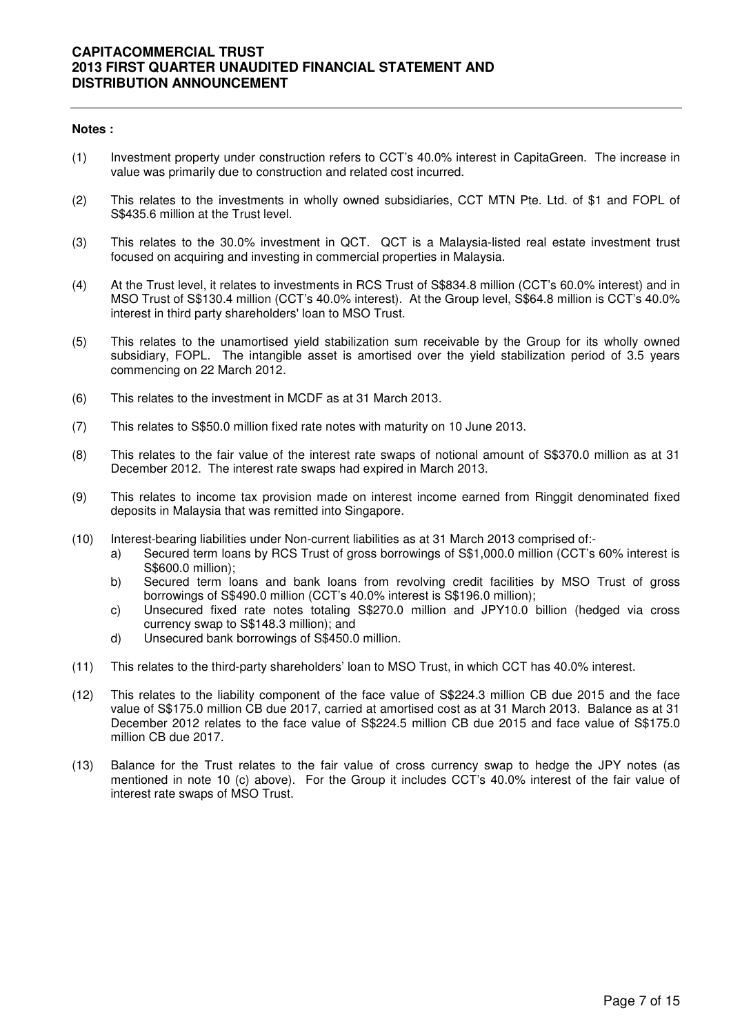**Notes :**

(1) Investment property under construction refers to CCT's 40.0% interest in CapitaGreen. The increase in value was primarily due to construction and related cost incurred.

(2) This relates to the investments in wholly owned subsidiaries, CCT MTN Pte. Ltd. of $1 and FOPL of S$435.6 million at the Trust level.

(3) This relates to the 30.0% investment in QCT. QCT is a Malaysia-listed real estate investment trust focused on acquiring and investing in commercial properties in Malaysia.

(4) At the Trust level, it relates to investments in RCS Trust of S$834.8 million (CCT's 60.0% interest) and in MSO Trust of S$130.4 million (CCT's 40.0% interest). At the Group level, S$64.8 million is CCT's 40.0% interest in third party shareholders' loan to MSO Trust.

(5) This relates to the unamortised yield stabilization sum receivable by the Group for its wholly owned subsidiary, FOPL. The intangible asset is amortised over the yield stabilization period of 3.5 years commencing on 22 March 2012.

(6) This relates to the investment in MCDF as at 31 March 2013.

(7) This relates to S$50.0 million fixed rate notes with maturity on 10 June 2013.

(8) This relates to the fair value of the interest rate swaps of notional amount of S$370.0 million as at 31 December 2012. The interest rate swaps had expired in March 2013.

(9) This relates to income tax provision made on interest income earned from Ringgit denominated fixed deposits in Malaysia that was remitted into Singapore.

(10) Interest-bearing liabilities under Non-current liabilities as at 31 March 2013 comprised of:-
   a) Secured term loans by RCS Trust of gross borrowings of S$1,000.0 million (CCT's 60% interest is S$600.0 million);
   b) Secured term loans and bank loans from revolving credit facilities by MSO Trust of gross borrowings of S$490.0 million (CCT's 40.0% interest is S$196.0 million);
   c) Unsecured fixed rate notes totaling S$270.0 million and JPY10.0 billion (hedged via cross currency swap to S$148.3 million); and
   d) Unsecured bank borrowings of S$450.0 million.

(11) This relates to the third-party shareholders' loan to MSO Trust, in which CCT has 40.0% interest.

(12) This relates to the liability component of the face value of S$224.3 million CB due 2015 and the face value of S$175.0 million CB due 2017, carried at amortised cost as at 31 March 2013. Balance as at 31 December 2012 relates to the face value of S$224.5 million CB due 2015 and face value of S$175.0 million CB due 2017.

(13) Balance for the Trust relates to the fair value of cross currency swap to hedge the JPY notes (as mentioned in note 10 (c) above). For the Group it includes CCT's 40.0% interest of the fair value of interest rate swaps of MSO Trust.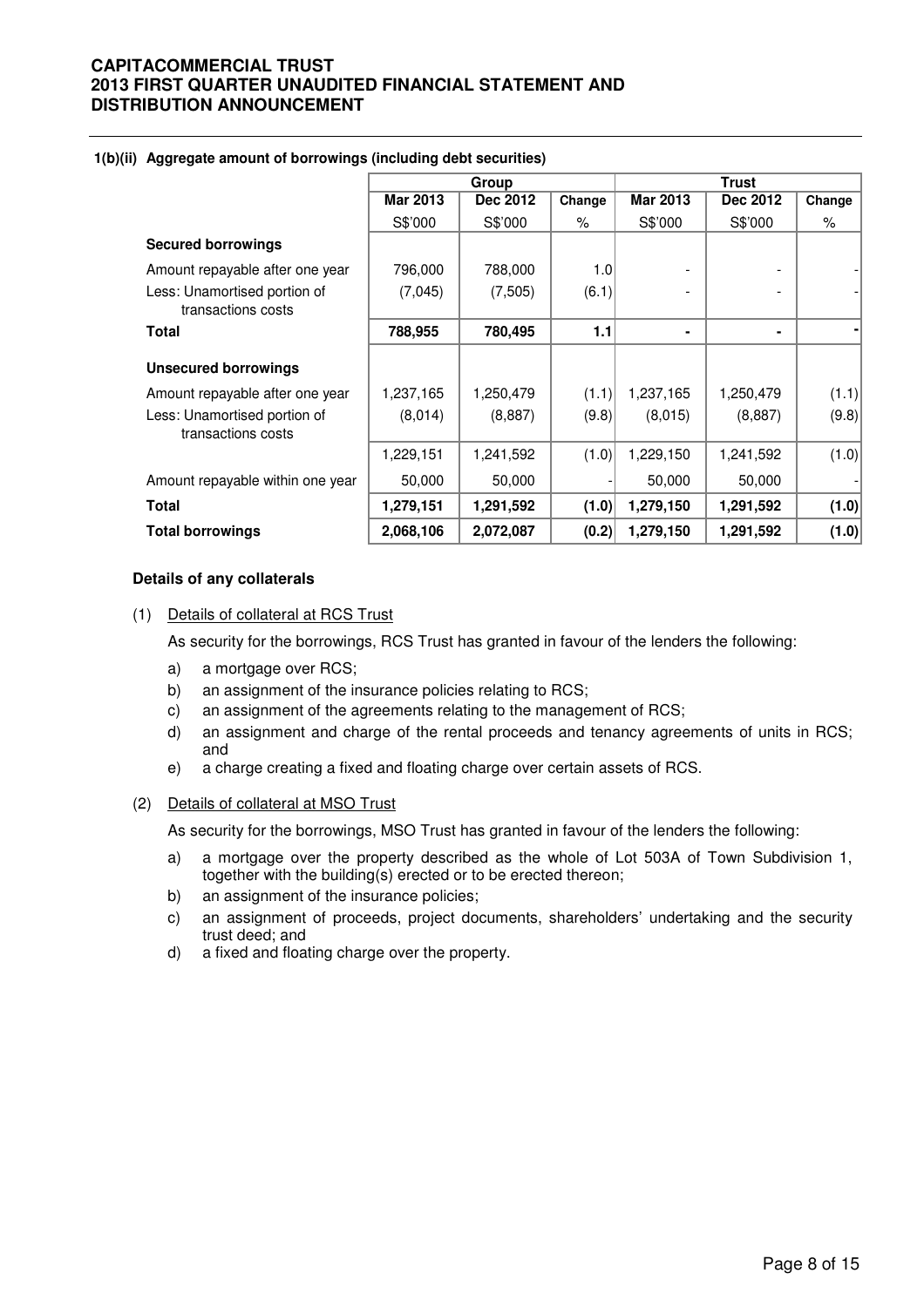### 1(b)(ii) Aggregate amount of borrowings (including debt securities)

| | Group | | | Trust | | |
|---|---|---|---|---|---|---|
| | Mar 2013 | Dec 2012 | Change | Mar 2013 | Dec 2012 | Change |
| | S$'000 | S$'000 | % | S$'000 | S$'000 | % |
| **Secured borrowings** | | | | | | |
| Amount repayable after one year | 796,000 | 788,000 | 1.0 | - | - | - |
| Less: Unamortised portion of transactions costs | (7,045) | (7,505) | (6.1) | - | - | - |
| **Total** | **788,955** | **780,495** | **1.1** | **-** | **-** | **-** |
| **Unsecured borrowings** | | | | | | |
| Amount repayable after one year | 1,237,165 | 1,250,479 | (1.1) | 1,237,165 | 1,250,479 | (1.1) |
| Less: Unamortised portion of transactions costs | (8,014) | (8,887) | (9.8) | (8,015) | (8,887) | (9.8) |
| | 1,229,151 | 1,241,592 | (1.0) | 1,229,150 | 1,241,592 | (1.0) |
| Amount repayable within one year | 50,000 | 50,000 | - | 50,000 | 50,000 | - |
| **Total** | **1,279,151** | **1,291,592** | **(1.0)** | **1,279,150** | **1,291,592** | **(1.0)** |
| **Total borrowings** | **2,068,106** | **2,072,087** | **(0.2)** | **1,279,150** | **1,291,592** | **(1.0)** |

**Details of any collaterals**

(1) Details of collateral at RCS Trust

As security for the borrowings, RCS Trust has granted in favour of the lenders the following:

a) a mortgage over RCS;
b) an assignment of the insurance policies relating to RCS;
c) an assignment of the agreements relating to the management of RCS;
d) an assignment and charge of the rental proceeds and tenancy agreements of units in RCS; and
e) a charge creating a fixed and floating charge over certain assets of RCS.

(2) Details of collateral at MSO Trust

As security for the borrowings, MSO Trust has granted in favour of the lenders the following:

a) a mortgage over the property described as the whole of Lot 503A of Town Subdivision 1, together with the building(s) erected or to be erected thereon;
b) an assignment of the insurance policies;
c) an assignment of proceeds, project documents, shareholders' undertaking and the security trust deed; and
d) a fixed and floating charge over the property.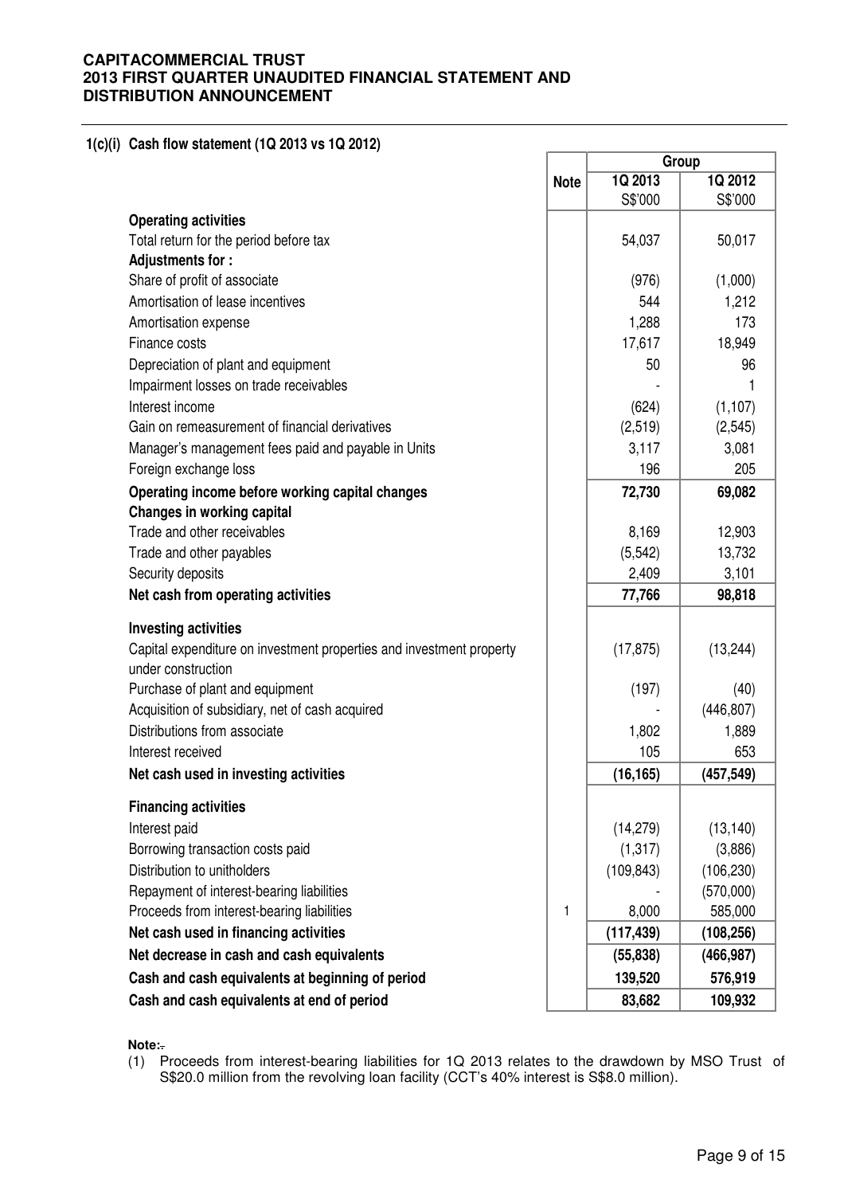## 1(c)(i) Cash flow statement (1Q 2013 vs 1Q 2012)

| | Note | Group | |
|---|---|---|---|
| | | 1Q 2013 | 1Q 2012 |
| | | S$'000 | S$'000 |
| **Operating activities** | | | |
| Total return for the period before tax | | 54,037 | 50,017 |
| **Adjustments for :** | | | |
| Share of profit of associate | | (976) | (1,000) |
| Amortisation of lease incentives | | 544 | 1,212 |
| Amortisation expense | | 1,288 | 173 |
| Finance costs | | 17,617 | 18,949 |
| Depreciation of plant and equipment | | 50 | 96 |
| Impairment losses on trade receivables | | - | 1 |
| Interest income | | (624) | (1,107) |
| Gain on remeasurement of financial derivatives | | (2,519) | (2,545) |
| Manager's management fees paid and payable in Units | | 3,117 | 3,081 |
| Foreign exchange loss | | 196 | 205 |
| **Operating income before working capital changes** | | **72,730** | **69,082** |
| **Changes in working capital** | | | |
| Trade and other receivables | | 8,169 | 12,903 |
| Trade and other payables | | (5,542) | 13,732 |
| Security deposits | | 2,409 | 3,101 |
| **Net cash from operating activities** | | **77,766** | **98,818** |
| **Investing activities** | | | |
| Capital expenditure on investment properties and investment property under construction | | (17,875) | (13,244) |
| Purchase of plant and equipment | | (197) | (40) |
| Acquisition of subsidiary, net of cash acquired | | - | (446,807) |
| Distributions from associate | | 1,802 | 1,889 |
| Interest received | | 105 | 653 |
| **Net cash used in investing activities** | | **(16,165)** | **(457,549)** |
| **Financing activities** | | | |
| Interest paid | | (14,279) | (13,140) |
| Borrowing transaction costs paid | | (1,317) | (3,886) |
| Distribution to unitholders | | (109,843) | (106,230) |
| Repayment of interest-bearing liabilities | | - | (570,000) |
| Proceeds from interest-bearing liabilities | 1 | 8,000 | 585,000 |
| **Net cash used in financing activities** | | **(117,439)** | **(108,256)** |
| **Net decrease in cash and cash equivalents** | | **(55,838)** | **(466,987)** |
| **Cash and cash equivalents at beginning of period** | | **139,520** | **576,919** |
| **Cash and cash equivalents at end of period** | | **83,682** | **109,932** |

**Note:**

(1) Proceeds from interest-bearing liabilities for 1Q 2013 relates to the drawdown by MSO Trust of S$20.0 million from the revolving loan facility (CCT's 40% interest is S$8.0 million).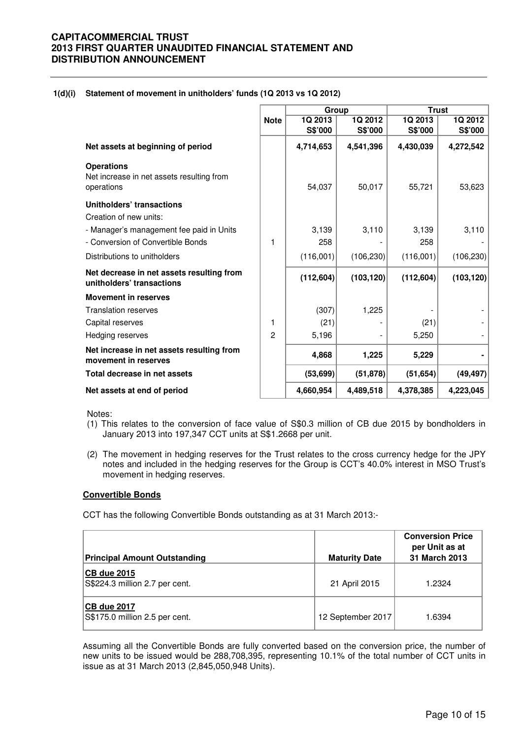**1(d)(i) Statement of movement in unitholders' funds (1Q 2013 vs 1Q 2012)**

| | Note | Group | | Trust | |
|---|---|---|---|---|---|
| | | 1Q 2013 S$'000 | 1Q 2012 S$'000 | 1Q 2013 S$'000 | 1Q 2012 S$'000 |
| **Net assets at beginning of period** | | **4,714,653** | **4,541,396** | **4,430,039** | **4,272,542** |
| **Operations** | | | | | |
| Net increase in net assets resulting from operations | | 54,037 | 50,017 | 55,721 | 53,623 |
| **Unitholders' transactions** | | | | | |
| Creation of new units: | | | | | |
| - Manager's management fee paid in Units | | 3,139 | 3,110 | 3,139 | 3,110 |
| - Conversion of Convertible Bonds | 1 | 258 | - | 258 | - |
| Distributions to unitholders | | (116,001) | (106,230) | (116,001) | (106,230) |
| **Net decrease in net assets resulting from unitholders' transactions** | | **(112,604)** | **(103,120)** | **(112,604)** | **(103,120)** |
| **Movement in reserves** | | | | | |
| Translation reserves | | (307) | 1,225 | - | - |
| Capital reserves | 1 | (21) | - | (21) | - |
| Hedging reserves | 2 | 5,196 | - | 5,250 | - |
| **Net increase in net assets resulting from movement in reserves** | | **4,868** | **1,225** | **5,229** | **-** |
| **Total decrease in net assets** | | **(53,699)** | **(51,878)** | **(51,654)** | **(49,497)** |
| **Net assets at end of period** | | **4,660,954** | **4,489,518** | **4,378,385** | **4,223,045** |

Notes:

(1) This relates to the conversion of face value of S$0.3 million of CB due 2015 by bondholders in January 2013 into 197,347 CCT units at S$1.2668 per unit.

(2) The movement in hedging reserves for the Trust relates to the cross currency hedge for the JPY notes and included in the hedging reserves for the Group is CCT's 40.0% interest in MSO Trust's movement in hedging reserves.

**Convertible Bonds**

CCT has the following Convertible Bonds outstanding as at 31 March 2013:-

| Principal Amount Outstanding | Maturity Date | Conversion Price per Unit as at 31 March 2013 |
|---|---|---|
| CB due 2015<br>S$224.3 million 2.7 per cent. | 21 April 2015 | 1.2324 |
| CB due 2017<br>S$175.0 million 2.5 per cent. | 12 September 2017 | 1.6394 |

Assuming all the Convertible Bonds are fully converted based on the conversion price, the number of new units to be issued would be 288,708,395, representing 10.1% of the total number of CCT units in issue as at 31 March 2013 (2,845,050,948 Units).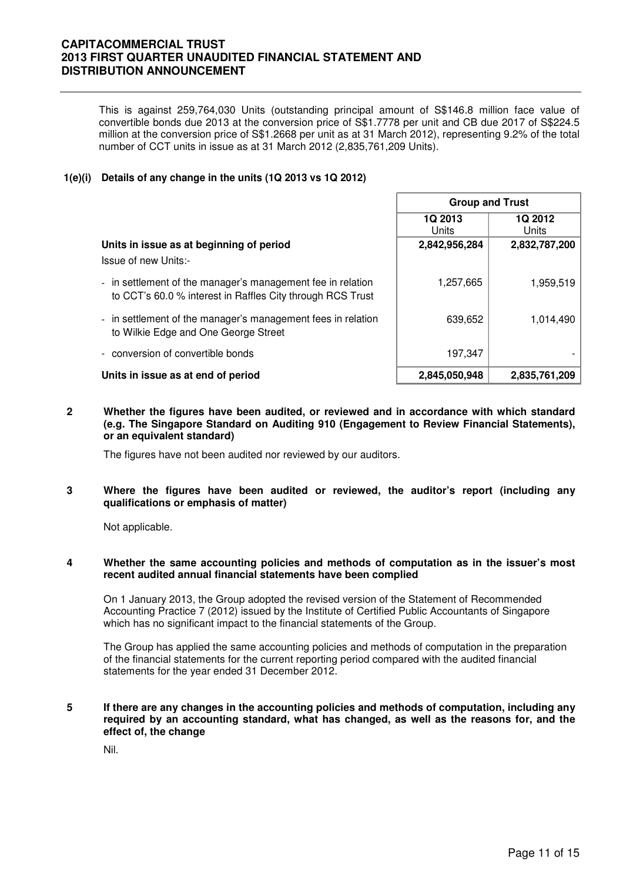This is against 259,764,030 Units (outstanding principal amount of S$146.8 million face value of convertible bonds due 2013 at the conversion price of S$1.7778 per unit and CB due 2017 of S$224.5 million at the conversion price of S$1.2668 per unit as at 31 March 2012), representing 9.2% of the total number of CCT units in issue as at 31 March 2012 (2,835,761,209 Units).

### 1(e)(i) Details of any change in the units (1Q 2013 vs 1Q 2012)

| | Group and Trust | |
|---|---|---|
| | **1Q 2013**<br>Units | **1Q 2012**<br>Units |
| **Units in issue as at beginning of period** | **2,842,956,284** | **2,832,787,200** |
| Issue of new Units:- | | |
| - in settlement of the manager's management fee in relation to CCT's 60.0 % interest in Raffles City through RCS Trust | 1,257,665 | 1,959,519 |
| - in settlement of the manager's management fees in relation to Wilkie Edge and One George Street | 639,652 | 1,014,490 |
| - conversion of convertible bonds | 197,347 | - |
| **Units in issue as at end of period** | **2,845,050,948** | **2,835,761,209** |

### 2 Whether the figures have been audited, or reviewed and in accordance with which standard (e.g. The Singapore Standard on Auditing 910 (Engagement to Review Financial Statements), or an equivalent standard)

The figures have not been audited nor reviewed by our auditors.

### 3 Where the figures have been audited or reviewed, the auditor's report (including any qualifications or emphasis of matter)

Not applicable.

### 4 Whether the same accounting policies and methods of computation as in the issuer's most recent audited annual financial statements have been complied

On 1 January 2013, the Group adopted the revised version of the Statement of Recommended Accounting Practice 7 (2012) issued by the Institute of Certified Public Accountants of Singapore which has no significant impact to the financial statements of the Group.

The Group has applied the same accounting policies and methods of computation in the preparation of the financial statements for the current reporting period compared with the audited financial statements for the year ended 31 December 2012.

### 5 If there are any changes in the accounting policies and methods of computation, including any required by an accounting standard, what has changed, as well as the reasons for, and the effect of, the change

Nil.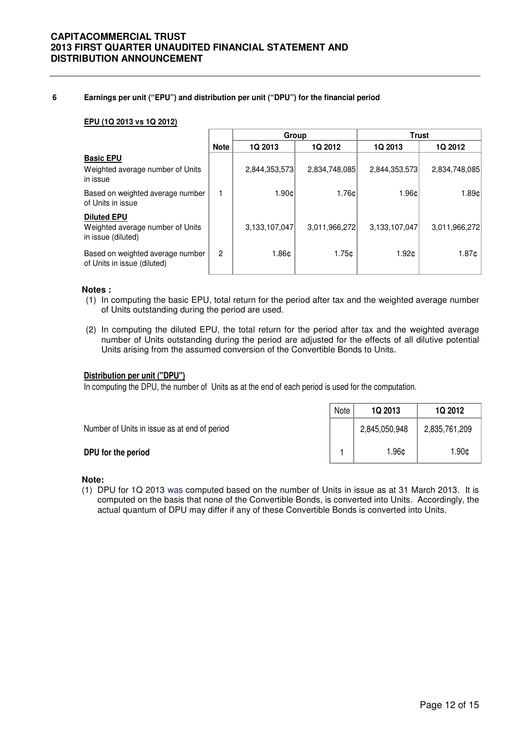## 6 Earnings per unit ("EPU") and distribution per unit ("DPU") for the financial period

**EPU (1Q 2013 vs 1Q 2012)**

| | Note | Group | | Trust | |
|---|---|---|---|---|---|
| | | 1Q 2013 | 1Q 2012 | 1Q 2013 | 1Q 2012 |
| **Basic EPU** | | | | | |
| Weighted average number of Units in issue | | 2,844,353,573 | 2,834,748,085 | 2,844,353,573 | 2,834,748,085 |
| Based on weighted average number of Units in issue | 1 | 1.90¢ | 1.76¢ | 1.96¢ | 1.89¢ |
| **Diluted EPU** | | | | | |
| Weighted average number of Units in issue (diluted) | | 3,133,107,047 | 3,011,966,272 | 3,133,107,047 | 3,011,966,272 |
| Based on weighted average number of Units in issue (diluted) | 2 | 1.86¢ | 1.75¢ | 1.92¢ | 1.87¢ |

**Notes :**

(1) In computing the basic EPU, total return for the period after tax and the weighted average number of Units outstanding during the period are used.

(2) In computing the diluted EPU, the total return for the period after tax and the weighted average number of Units outstanding during the period are adjusted for the effects of all dilutive potential Units arising from the assumed conversion of the Convertible Bonds to Units.

**Distribution per unit ("DPU")**

In computing the DPU, the number of Units as at the end of each period is used for the computation.

| | Note | 1Q 2013 | 1Q 2012 |
|---|---|---|---|
| Number of Units in issue as at end of period | | 2,845,050,948 | 2,835,761,209 |
| **DPU for the period** | 1 | 1.96¢ | 1.90¢ |

**Note:**

(1) DPU for 1Q 2013 was computed based on the number of Units in issue as at 31 March 2013. It is computed on the basis that none of the Convertible Bonds, is converted into Units. Accordingly, the actual quantum of DPU may differ if any of these Convertible Bonds is converted into Units.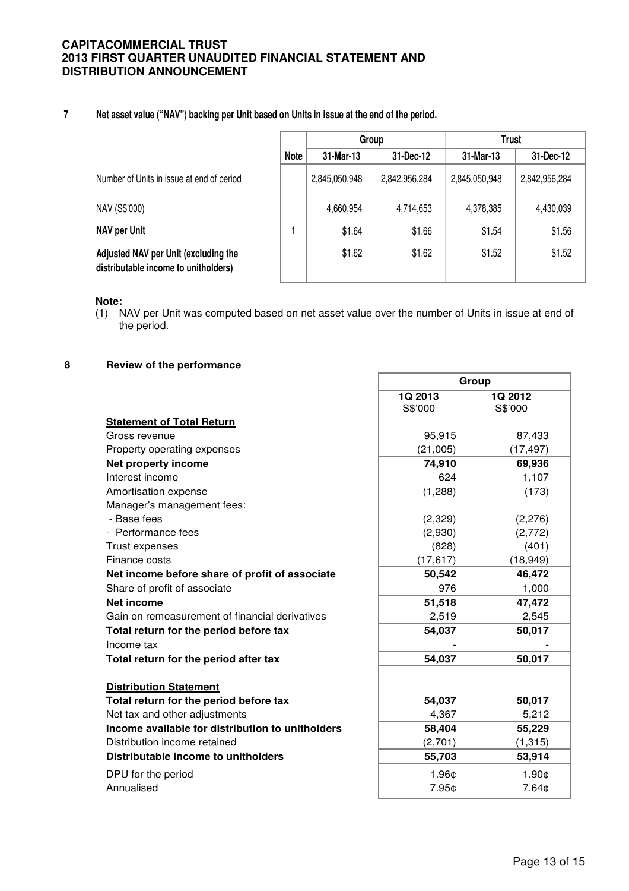## 7 Net asset value ("NAV") backing per Unit based on Units in issue at the end of the period.

| | Note | Group | | Trust | |
|---|---|---|---|---|---|
| | | 31-Mar-13 | 31-Dec-12 | 31-Mar-13 | 31-Dec-12 |
| Number of Units in issue at end of period | | 2,845,050,948 | 2,842,956,284 | 2,845,050,948 | 2,842,956,284 |
| NAV (S$'000) | | 4,660,954 | 4,714,653 | 4,378,385 | 4,430,039 |
| **NAV per Unit** | 1 | $1.64 | $1.66 | $1.54 | $1.56 |
| **Adjusted NAV per Unit (excluding the distributable income to unitholders)** | | $1.62 | $1.62 | $1.52 | $1.52 |

**Note:**

(1) NAV per Unit was computed based on net asset value over the number of Units in issue at end of the period.

## 8 Review of the performance

| | Group | |
|---|---|---|
| | 1Q 2013<br>S$'000 | 1Q 2012<br>S$'000 |
| **Statement of Total Return** | | |
| Gross revenue | 95,915 | 87,433 |
| Property operating expenses | (21,005) | (17,497) |
| **Net property income** | **74,910** | **69,936** |
| Interest income | 624 | 1,107 |
| Amortisation expense | (1,288) | (173) |
| Manager's management fees: | | |
| - Base fees | (2,329) | (2,276) |
| - Performance fees | (2,930) | (2,772) |
| Trust expenses | (828) | (401) |
| Finance costs | (17,617) | (18,949) |
| **Net income before share of profit of associate** | **50,542** | **46,472** |
| Share of profit of associate | 976 | 1,000 |
| **Net income** | **51,518** | **47,472** |
| Gain on remeasurement of financial derivatives | 2,519 | 2,545 |
| **Total return for the period before tax** | **54,037** | **50,017** |
| Income tax | - | - |
| **Total return for the period after tax** | **54,037** | **50,017** |
| | | |
| **Distribution Statement** | | |
| **Total return for the period before tax** | **54,037** | **50,017** |
| Net tax and other adjustments | 4,367 | 5,212 |
| **Income available for distribution to unitholders** | **58,404** | **55,229** |
| Distribution income retained | (2,701) | (1,315) |
| **Distributable income to unitholders** | **55,703** | **53,914** |
| DPU for the period | 1.96¢ | 1.90¢ |
| Annualised | 7.95¢ | 7.64¢ |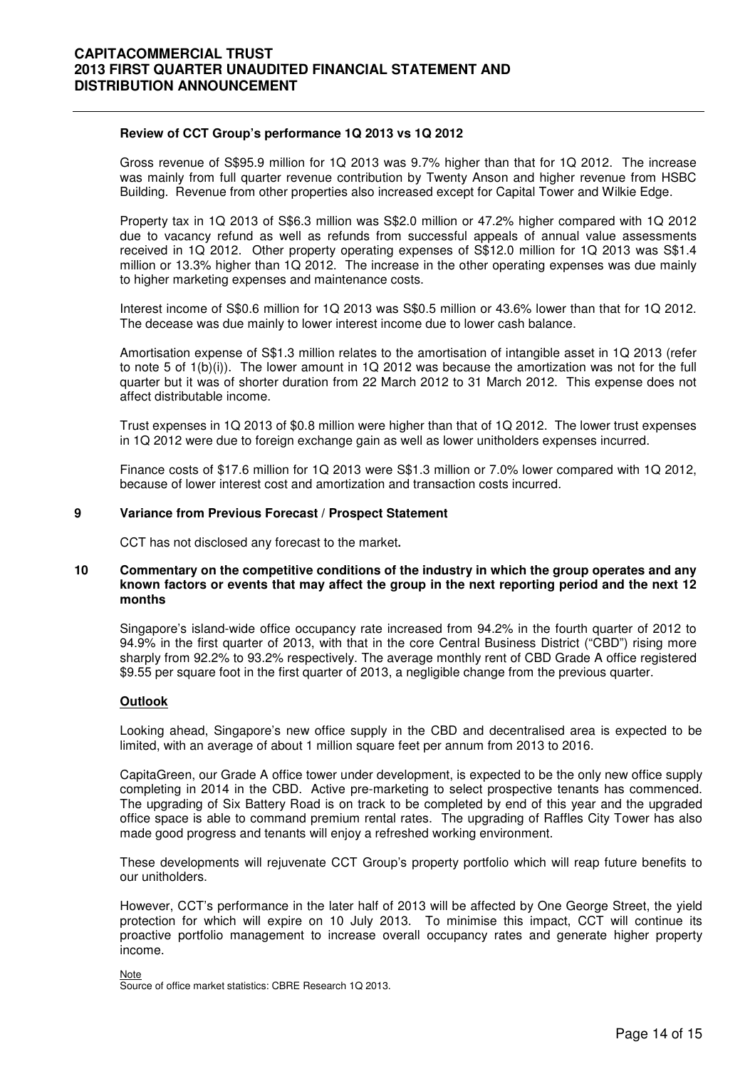**Review of CCT Group's performance 1Q 2013 vs 1Q 2012**

Gross revenue of S$95.9 million for 1Q 2013 was 9.7% higher than that for 1Q 2012. The increase was mainly from full quarter revenue contribution by Twenty Anson and higher revenue from HSBC Building. Revenue from other properties also increased except for Capital Tower and Wilkie Edge.

Property tax in 1Q 2013 of S$6.3 million was S$2.0 million or 47.2% higher compared with 1Q 2012 due to vacancy refund as well as refunds from successful appeals of annual value assessments received in 1Q 2012. Other property operating expenses of S$12.0 million for 1Q 2013 was S$1.4 million or 13.3% higher than 1Q 2012. The increase in the other operating expenses was due mainly to higher marketing expenses and maintenance costs.

Interest income of S$0.6 million for 1Q 2013 was S$0.5 million or 43.6% lower than that for 1Q 2012. The decease was due mainly to lower interest income due to lower cash balance.

Amortisation expense of S$1.3 million relates to the amortisation of intangible asset in 1Q 2013 (refer to note 5 of 1(b)(i)). The lower amount in 1Q 2012 was because the amortization was not for the full quarter but it was of shorter duration from 22 March 2012 to 31 March 2012. This expense does not affect distributable income.

Trust expenses in 1Q 2013 of $0.8 million were higher than that of 1Q 2012. The lower trust expenses in 1Q 2012 were due to foreign exchange gain as well as lower unitholders expenses incurred.

Finance costs of $17.6 million for 1Q 2013 were S$1.3 million or 7.0% lower compared with 1Q 2012, because of lower interest cost and amortization and transaction costs incurred.

## 9 Variance from Previous Forecast / Prospect Statement

CCT has not disclosed any forecast to the market**.**

## 10 Commentary on the competitive conditions of the industry in which the group operates and any known factors or events that may affect the group in the next reporting period and the next 12 months

Singapore's island-wide office occupancy rate increased from 94.2% in the fourth quarter of 2012 to 94.9% in the first quarter of 2013, with that in the core Central Business District ("CBD") rising more sharply from 92.2% to 93.2% respectively. The average monthly rent of CBD Grade A office registered $9.55 per square foot in the first quarter of 2013, a negligible change from the previous quarter.

**Outlook**

Looking ahead, Singapore's new office supply in the CBD and decentralised area is expected to be limited, with an average of about 1 million square feet per annum from 2013 to 2016.

CapitaGreen, our Grade A office tower under development, is expected to be the only new office supply completing in 2014 in the CBD. Active pre-marketing to select prospective tenants has commenced. The upgrading of Six Battery Road is on track to be completed by end of this year and the upgraded office space is able to command premium rental rates. The upgrading of Raffles City Tower has also made good progress and tenants will enjoy a refreshed working environment.

These developments will rejuvenate CCT Group's property portfolio which will reap future benefits to our unitholders.

However, CCT's performance in the later half of 2013 will be affected by One George Street, the yield protection for which will expire on 10 July 2013. To minimise this impact, CCT will continue its proactive portfolio management to increase overall occupancy rates and generate higher property income.

Note
Source of office market statistics: CBRE Research 1Q 2013.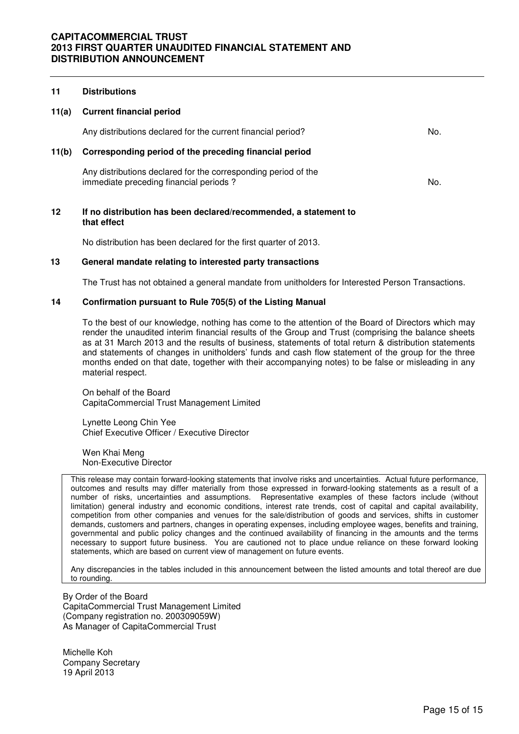## 11 Distributions

### 11(a) Current financial period

Any distributions declared for the current financial period? No.

### 11(b) Corresponding period of the preceding financial period

Any distributions declared for the corresponding period of the immediate preceding financial periods ? No.

## 12 If no distribution has been declared/recommended, a statement to that effect

No distribution has been declared for the first quarter of 2013.

## 13 General mandate relating to interested party transactions

The Trust has not obtained a general mandate from unitholders for Interested Person Transactions.

## 14 Confirmation pursuant to Rule 705(5) of the Listing Manual

To the best of our knowledge, nothing has come to the attention of the Board of Directors which may render the unaudited interim financial results of the Group and Trust (comprising the balance sheets as at 31 March 2013 and the results of business, statements of total return & distribution statements and statements of changes in unitholders' funds and cash flow statement of the group for the three months ended on that date, together with their accompanying notes) to be false or misleading in any material respect.

On behalf of the Board
CapitaCommercial Trust Management Limited

Lynette Leong Chin Yee
Chief Executive Officer / Executive Director

Wen Khai Meng
Non-Executive Director

This release may contain forward-looking statements that involve risks and uncertainties. Actual future performance, outcomes and results may differ materially from those expressed in forward-looking statements as a result of a number of risks, uncertainties and assumptions. Representative examples of these factors include (without limitation) general industry and economic conditions, interest rate trends, cost of capital and capital availability, competition from other companies and venues for the sale/distribution of goods and services, shifts in customer demands, customers and partners, changes in operating expenses, including employee wages, benefits and training, governmental and public policy changes and the continued availability of financing in the amounts and the terms necessary to support future business. You are cautioned not to place undue reliance on these forward looking statements, which are based on current view of management on future events.

Any discrepancies in the tables included in this announcement between the listed amounts and total thereof are due to rounding.

By Order of the Board
CapitaCommercial Trust Management Limited
(Company registration no. 200309059W)
As Manager of CapitaCommercial Trust

Michelle Koh
Company Secretary
19 April 2013